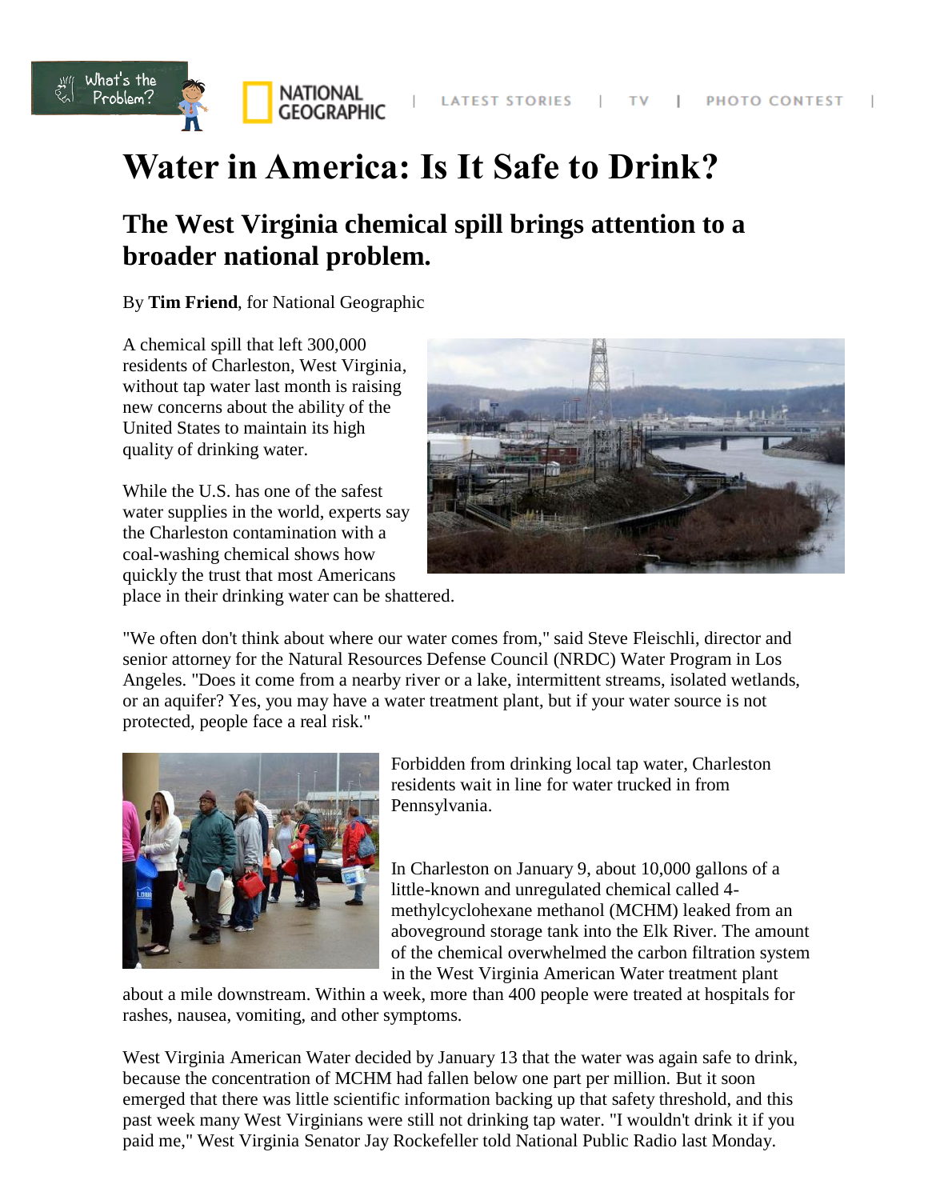# Water in America: Is It Safe to Drink?

## The West Virginia chemical spill brings attention to a broader national problem.

By **Tim Friend**, for National Geographic

A chemical spill that left 300,000 residents of Charleston, West Virginia, without tap water last month is raising new concerns about the ability of the United States to maintain its high quality of drinking water.

While the U.S. has one of the safest water supplies in the world, experts say the Charleston contamination with a coal-washing chemical shows how quickly the trust that most Americans place in their drinking water can be shattered.

"We often don't think about where our water comes from," said Steve Fleischli, director and senior attorney for the Natural Resources Defense Council (NRDC) Water Program in Los Angeles. "Does it come from a nearby river or a lake, intermittent streams, isolated wetlands, or an aquifer? Yes, you may have a water treatment plant, but if your water source is not protected, people face a real risk."

Forbidden from drinking local tap water, Charleston residents wait in line for water trucked in from Pennsylvania.

In Charleston on January 9, about 10,000 gallons of a little-known and unregulated chemical called 4-methylcyclohexane methanol (MCHM) leaked from an aboveground storage tank into the Elk River. The amount of the chemical overwhelmed the carbon filtration system in the West Virginia American Water treatment plant about a mile downstream. Within a week, more than 400 people were treated at hospitals for rashes, nausea, vomiting, and other symptoms.

West Virginia American Water decided by January 13 that the water was again safe to drink, because the concentration of MCHM had fallen below one part per million. But it soon emerged that there was little scientific information backing up that safety threshold, and this past week many West Virginians were still not drinking tap water. "I wouldn't drink it if you paid me," West Virginia Senator Jay Rockefeller told National Public Radio last Monday.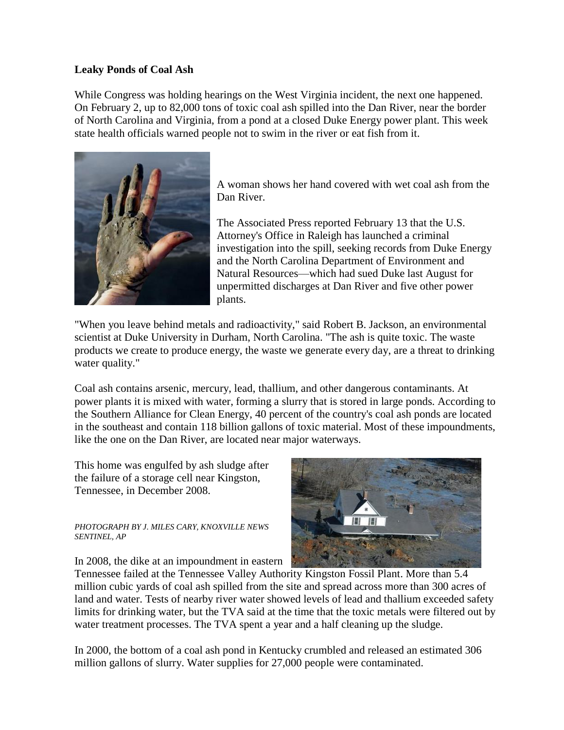**Leaky Ponds of Coal Ash**

While Congress was holding hearings on the West Virginia incident, the next one happened. On February 2, up to 82,000 tons of toxic coal ash spilled into the Dan River, near the border of North Carolina and Virginia, from a pond at a closed Duke Energy power plant. This week state health officials warned people not to swim in the river or eat fish from it.

A woman shows her hand covered with wet coal ash from the Dan River.

The Associated Press reported February 13 that the U.S. Attorney's Office in Raleigh has launched a criminal investigation into the spill, seeking records from Duke Energy and the North Carolina Department of Environment and Natural Resources—which had sued Duke last August for unpermitted discharges at Dan River and five other power plants.

"When you leave behind metals and radioactivity," said Robert B. Jackson, an environmental scientist at Duke University in Durham, North Carolina. "The ash is quite toxic. The waste products we create to produce energy, the waste we generate every day, are a threat to drinking water quality."

Coal ash contains arsenic, mercury, lead, thallium, and other dangerous contaminants. At power plants it is mixed with water, forming a slurry that is stored in large ponds. According to the Southern Alliance for Clean Energy, 40 percent of the country's coal ash ponds are located in the southeast and contain 118 billion gallons of toxic material. Most of these impoundments, like the one on the Dan River, are located near major waterways.

This home was engulfed by ash sludge after the failure of a storage cell near Kingston, Tennessee, in December 2008.

*PHOTOGRAPH BY J. MILES CARY, KNOXVILLE NEWS SENTINEL, AP*

In 2008, the dike at an impoundment in eastern Tennessee failed at the Tennessee Valley Authority Kingston Fossil Plant. More than 5.4 million cubic yards of coal ash spilled from the site and spread across more than 300 acres of land and water. Tests of nearby river water showed levels of lead and thallium exceeded safety limits for drinking water, but the TVA said at the time that the toxic metals were filtered out by water treatment processes. The TVA spent a year and a half cleaning up the sludge.

In 2000, the bottom of a coal ash pond in Kentucky crumbled and released an estimated 306 million gallons of slurry. Water supplies for 27,000 people were contaminated.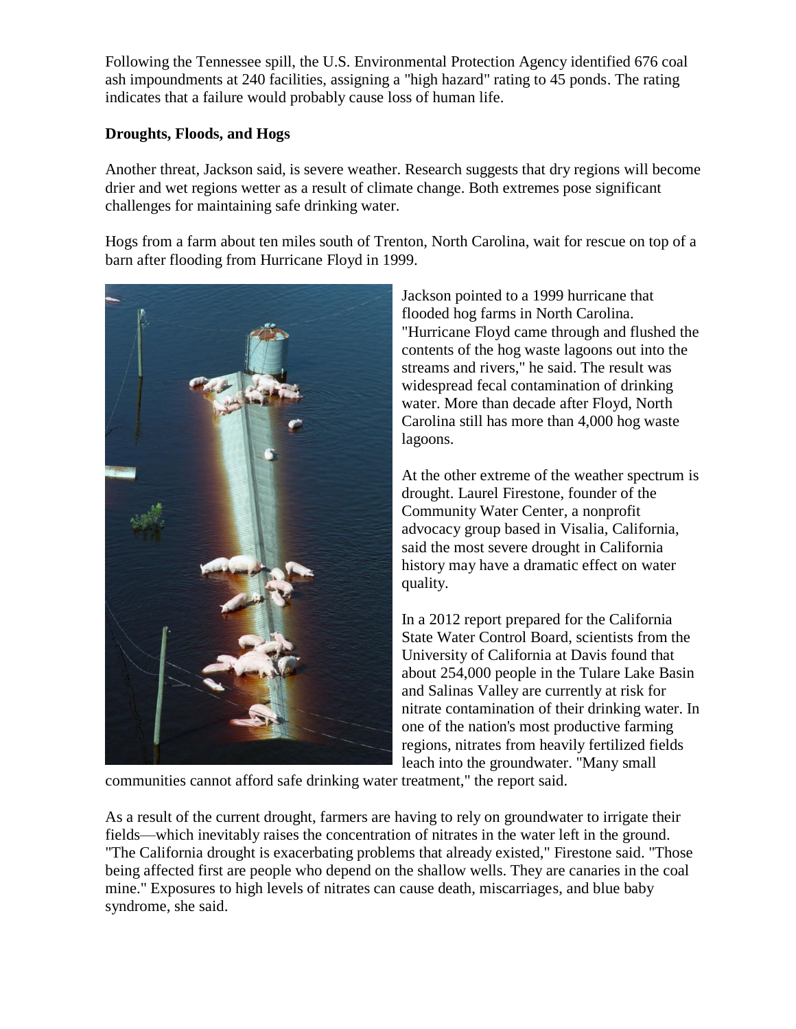Following the Tennessee spill, the U.S. Environmental Protection Agency identified 676 coal ash impoundments at 240 facilities, assigning a "high hazard" rating to 45 ponds. The rating indicates that a failure would probably cause loss of human life.

**Droughts, Floods, and Hogs**

Another threat, Jackson said, is severe weather. Research suggests that dry regions will become drier and wet regions wetter as a result of climate change. Both extremes pose significant challenges for maintaining safe drinking water.

Hogs from a farm about ten miles south of Trenton, North Carolina, wait for rescue on top of a barn after flooding from Hurricane Floyd in 1999.

Jackson pointed to a 1999 hurricane that flooded hog farms in North Carolina. "Hurricane Floyd came through and flushed the contents of the hog waste lagoons out into the streams and rivers," he said. The result was widespread fecal contamination of drinking water. More than decade after Floyd, North Carolina still has more than 4,000 hog waste lagoons.

At the other extreme of the weather spectrum is drought. Laurel Firestone, founder of the Community Water Center, a nonprofit advocacy group based in Visalia, California, said the most severe drought in California history may have a dramatic effect on water quality.

In a 2012 report prepared for the California State Water Control Board, scientists from the University of California at Davis found that about 254,000 people in the Tulare Lake Basin and Salinas Valley are currently at risk for nitrate contamination of their drinking water. In one of the nation's most productive farming regions, nitrates from heavily fertilized fields leach into the groundwater. "Many small communities cannot afford safe drinking water treatment," the report said.

As a result of the current drought, farmers are having to rely on groundwater to irrigate their fields—which inevitably raises the concentration of nitrates in the water left in the ground. "The California drought is exacerbating problems that already existed," Firestone said. "Those being affected first are people who depend on the shallow wells. They are canaries in the coal mine." Exposures to high levels of nitrates can cause death, miscarriages, and blue baby syndrome, she said.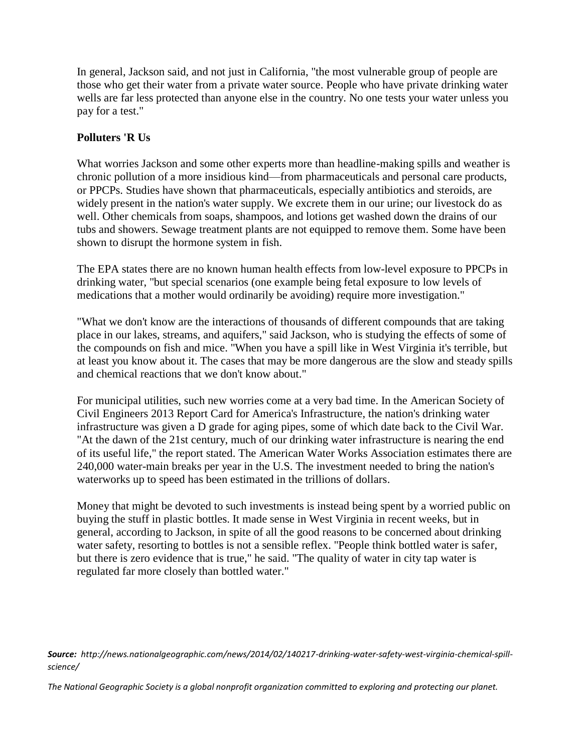In general, Jackson said, and not just in California, "the most vulnerable group of people are those who get their water from a private water source. People who have private drinking water wells are far less protected than anyone else in the country. No one tests your water unless you pay for a test."

**Polluters 'R Us**

What worries Jackson and some other experts more than headline-making spills and weather is chronic pollution of a more insidious kind—from pharmaceuticals and personal care products, or PPCPs. Studies have shown that pharmaceuticals, especially antibiotics and steroids, are widely present in the nation's water supply. We excrete them in our urine; our livestock do as well. Other chemicals from soaps, shampoos, and lotions get washed down the drains of our tubs and showers. Sewage treatment plants are not equipped to remove them. Some have been shown to disrupt the hormone system in fish.

The EPA states there are no known human health effects from low-level exposure to PPCPs in drinking water, "but special scenarios (one example being fetal exposure to low levels of medications that a mother would ordinarily be avoiding) require more investigation."

"What we don't know are the interactions of thousands of different compounds that are taking place in our lakes, streams, and aquifers," said Jackson, who is studying the effects of some of the compounds on fish and mice. "When you have a spill like in West Virginia it's terrible, but at least you know about it. The cases that may be more dangerous are the slow and steady spills and chemical reactions that we don't know about."

For municipal utilities, such new worries come at a very bad time. In the American Society of Civil Engineers 2013 Report Card for America's Infrastructure, the nation's drinking water infrastructure was given a D grade for aging pipes, some of which date back to the Civil War. "At the dawn of the 21st century, much of our drinking water infrastructure is nearing the end of its useful life," the report stated. The American Water Works Association estimates there are 240,000 water-main breaks per year in the U.S. The investment needed to bring the nation's waterworks up to speed has been estimated in the trillions of dollars.

Money that might be devoted to such investments is instead being spent by a worried public on buying the stuff in plastic bottles. It made sense in West Virginia in recent weeks, but in general, according to Jackson, in spite of all the good reasons to be concerned about drinking water safety, resorting to bottles is not a sensible reflex. "People think bottled water is safer, but there is zero evidence that is true," he said. "The quality of water in city tap water is regulated far more closely than bottled water."

***Source:*** *http://news.nationalgeographic.com/news/2014/02/140217-drinking-water-safety-west-virginia-chemical-spill-science/*

*The National Geographic Society is a global nonprofit organization committed to exploring and protecting our planet.*